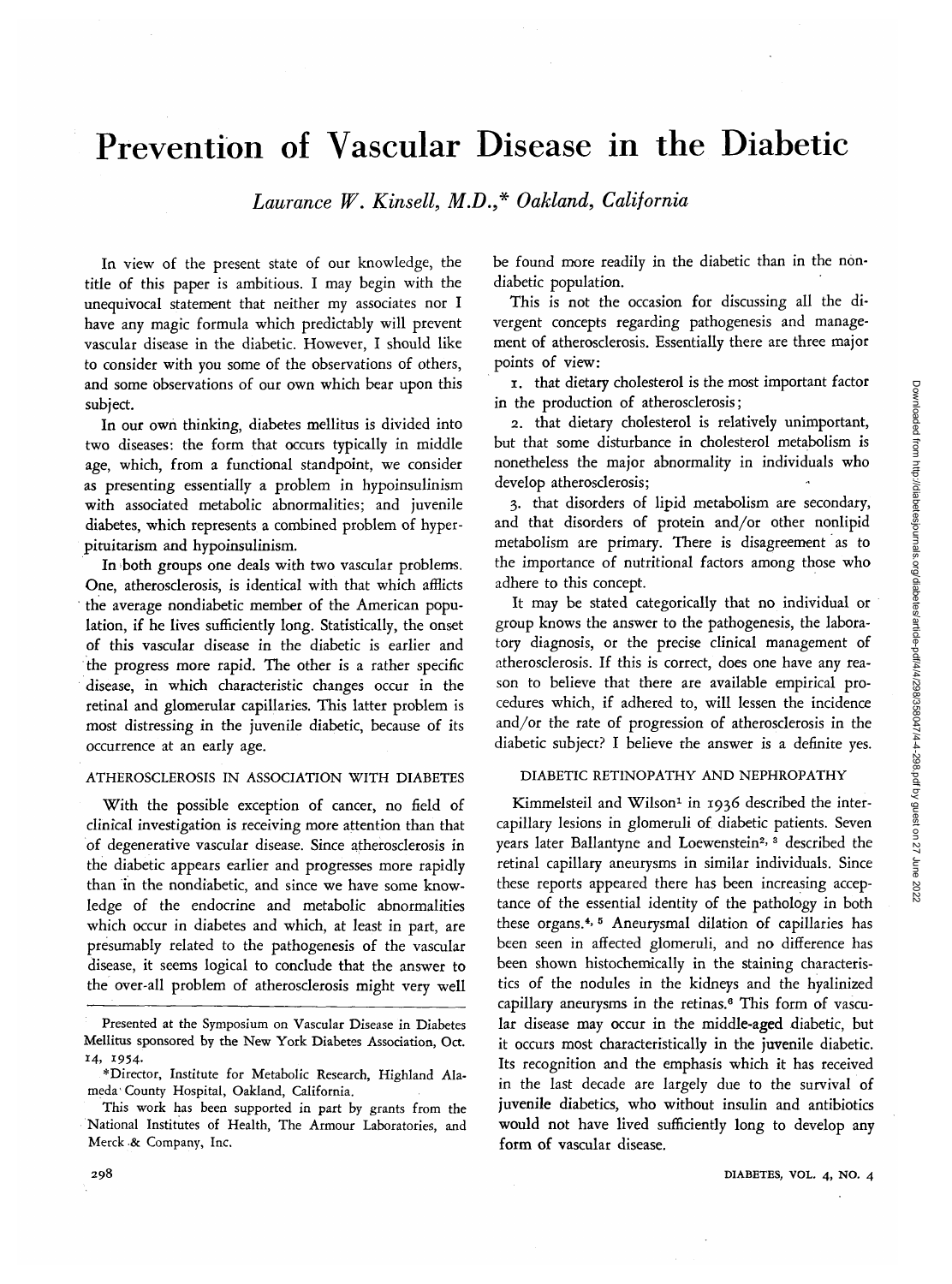# Prevention of Vascular Disease in the Diabetic

*Laurance W. Kinsell, M.D.,\* Oakland, California*

In view of the present state of our knowledge, the title of this paper is ambitious. I may begin with the unequivocal statement that neither my associates nor I have any magic formula which predictably will prevent vascular disease in the diabetic. However, I should like to consider with you some of the observations of others, and some observations of our own which bear upon this subject.

In our own thinking, diabetes mellitus is divided into two diseases: the form that occurs typically in middle age, which, from a functional standpoint, we consider as presenting essentially a problem in hypoinsulinism with associated metabolic abnormalities; and juvenile diabetes, which represents a combined problem of hyperpituitarism and hypoinsulinism.

In both groups one deals with two vascular problems. One, atherosclerosis, is identical with that which afflicts the average nondiabetic member of the American population, if he lives sufficiently long. Statistically, the onset of this vascular disease in the diabetic is earlier and the progress more rapid. The other is a rather specific disease, in which characteristic changes occur in the retinal and glomerular capillaries. This latter problem is most distressing in the juvenile diabetic, because of its occurrence at an early age.

## ATHEROSCLEROSIS IN ASSOCIATION WITH DIABETES

With the possible exception of cancer, no field of clinical investigation is receiving more attention than that of degenerative vascular disease. Since atherosclerosis in the diabetic appears earlier and progresses more rapidly than in the nondiabetic, and since we have some knowledge of the endocrine and metabolic abnormalities which occur in diabetes and which, at least in part, are presumably related to the pathogenesis of the vascular disease, it seems logical to conclude that the answer to the over-all problem of atherosclerosis might very well be found more readily in the diabetic than in the nondiabetic population.

This is not the occasion for discussing all the divergent concepts regarding pathogenesis and management of atherosclerosis. Essentially there are three major points of view:

1. that dietary cholesterol is the most important factor in the production of atherosclerosis;
2. that dietary cholesterol is relatively unimportant, but that some disturbance in cholesterol metabolism is nonetheless the major abnormality in individuals who develop atherosclerosis;
3. that disorders of lipid metabolism are secondary, and that disorders of protein and/or other nonlipid metabolism are primary. There is disagreement as to the importance of nutritional factors among those who adhere to this concept.

It may be stated categorically that no individual or group knows the answer to the pathogenesis, the laboratory diagnosis, or the precise clinical management of atherosclerosis. If this is correct, does one have any reason to believe that there are available empirical procedures which, if adhered to, will lessen the incidence and/or the rate of progression of atherosclerosis in the diabetic subject? I believe the answer is a definite yes.

## DIABETIC RETINOPATHY AND NEPHROPATHY

Kimmelsteil and Wilson[1] in 1936 described the intercapillary lesions in glomeruli of diabetic patients. Seven years later Ballantyne and Loewenstein[2,3] described the retinal capillary aneurysms in similar individuals. Since these reports appeared there has been increasing acceptance of the essential identity of the pathology in both these organs.[4,5] Aneurysmal dilation of capillaries has been seen in affected glomeruli, and no difference has been shown histochemically in the staining characteristics of the nodules in the kidneys and the hyalinized capillary aneurysms in the retinas.[6] This form of vascular disease may occur in the middle-aged diabetic, but it occurs most characteristically in the juvenile diabetic. Its recognition and the emphasis which it has received in the last decade are largely due to the survival of juvenile diabetics, who without insulin and antibiotics would not have lived sufficiently long to develop any form of vascular disease.

---

Presented at the Symposium on Vascular Disease in Diabetes Mellitus sponsored by the New York Diabetes Association, Oct. 14, 1954.

\*Director, Institute for Metabolic Research, Highland Alameda County Hospital, Oakland, California.

This work has been supported in part by grants from the National Institutes of Health, The Armour Laboratories, and Merck & Company, Inc.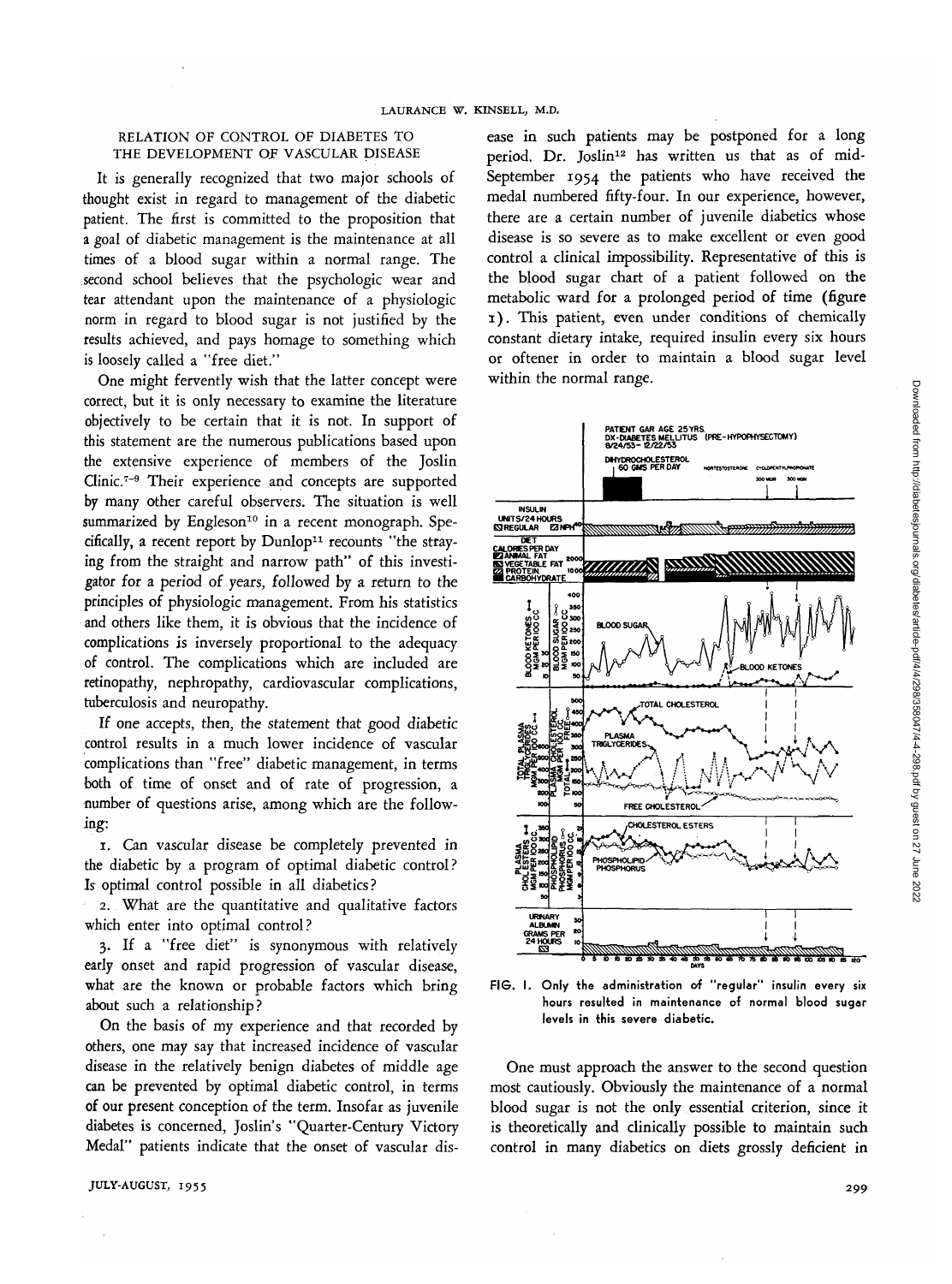## RELATION OF CONTROL OF DIABETES TO THE DEVELOPMENT OF VASCULAR DISEASE

It is generally recognized that two major schools of thought exist in regard to management of the diabetic patient. The first is committed to the proposition that a goal of diabetic management is the maintenance at all times of a blood sugar within a normal range. The second school believes that the psychologic wear and tear attendant upon the maintenance of a physiologic norm in regard to blood sugar is not justified by the results achieved, and pays homage to something which is loosely called a "free diet."

One might fervently wish that the latter concept were correct, but it is only necessary to examine the literature objectively to be certain that it is not. In support of this statement are the numerous publications based upon the extensive experience of members of the Joslin Clinic.[7-9] Their experience and concepts are supported by many other careful observers. The situation is well summarized by Engleson[10] in a recent monograph. Specifically, a recent report by Dunlop[11] recounts "the straying from the straight and narrow path" of this investigator for a period of years, followed by a return to the principles of physiologic management. From his statistics and others like them, it is obvious that the incidence of complications is inversely proportional to the adequacy of control. The complications which are included are retinopathy, nephropathy, cardiovascular complications, tuberculosis and neuropathy.

If one accepts, then, the statement that good diabetic control results in a much lower incidence of vascular complications than "free" diabetic management, in terms both of time of onset and of rate of progression, a number of questions arise, among which are the following:

1. Can vascular disease be completely prevented in the diabetic by a program of optimal diabetic control? Is optimal control possible in all diabetics?

2. What are the quantitative and qualitative factors which enter into optimal control?

3. If a "free diet" is synonymous with relatively early onset and rapid progression of vascular disease, what are the known or probable factors which bring about such a relationship?

On the basis of my experience and that recorded by others, one may say that increased incidence of vascular disease in the relatively benign diabetes of middle age can be prevented by optimal diabetic control, in terms of our present conception of the term. Insofar as juvenile diabetes is concerned, Joslin's "Quarter-Century Victory Medal" patients indicate that the onset of vascular disease in such patients may be postponed for a long period. Dr. Joslin[12] has written us that as of mid-September 1954 the patients who have received the medal numbered fifty-four. In our experience, however, there are a certain number of juvenile diabetics whose disease is so severe as to make excellent or even good control a clinical impossibility. Representative of this is the blood sugar chart of a patient followed on the metabolic ward for a prolonged period of time (figure 1). This patient, even under conditions of chemically constant dietary intake, required insulin every six hours or oftener in order to maintain a blood sugar level within the normal range.

FIG. 1. Only the administration of "regular" insulin every six hours resulted in maintenance of normal blood sugar levels in this severe diabetic.

One must approach the answer to the second question most cautiously. Obviously the maintenance of a normal blood sugar is not the only essential criterion, since it is theoretically and clinically possible to maintain such control in many diabetics on diets grossly deficient in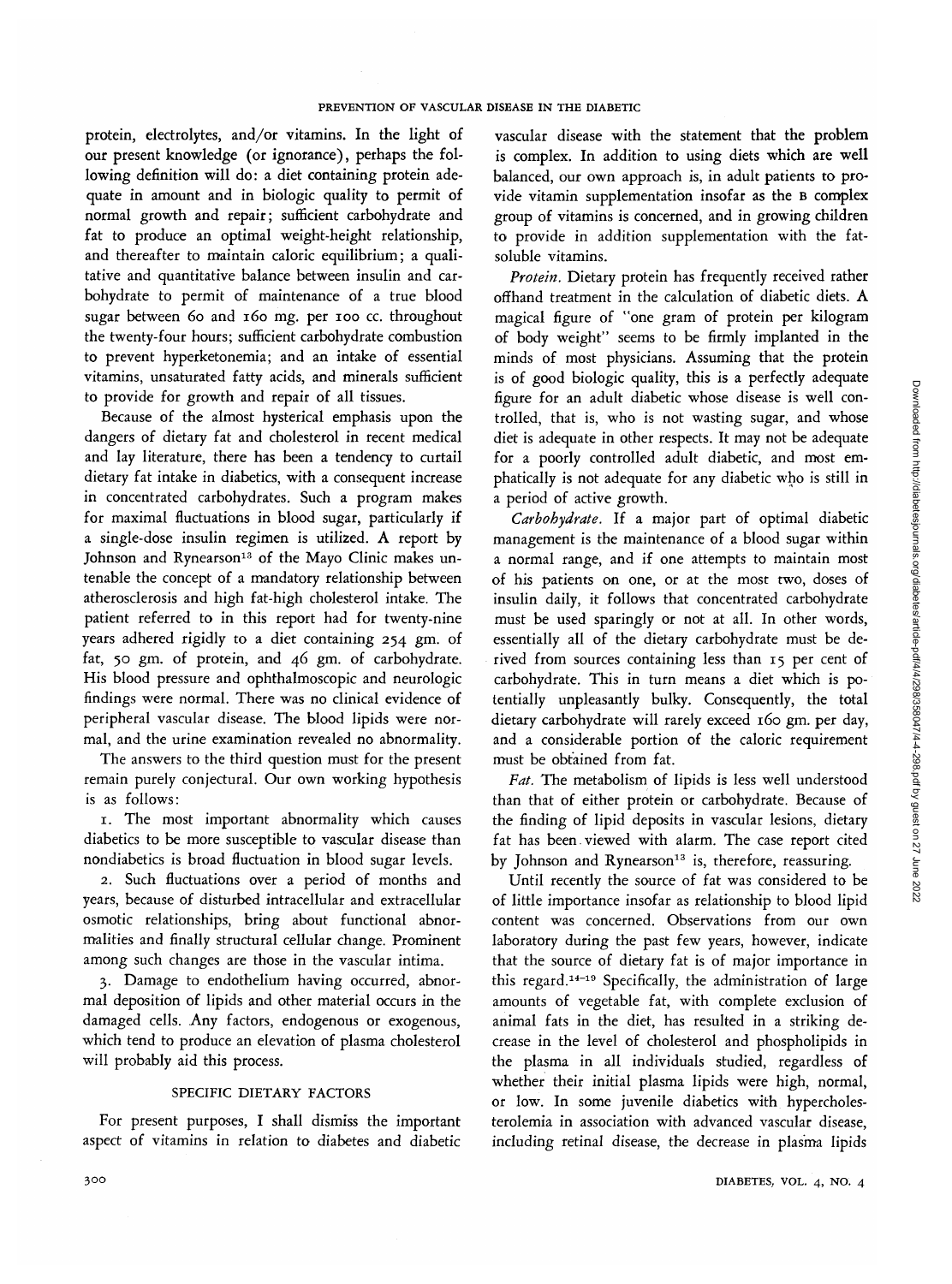protein, electrolytes, and/or vitamins. In the light of our present knowledge (or ignorance), perhaps the following definition will do: a diet containing protein adequate in amount and in biologic quality to permit of normal growth and repair; sufficient carbohydrate and fat to produce an optimal weight-height relationship, and thereafter to maintain caloric equilibrium; a qualitative and quantitative balance between insulin and carbohydrate to permit of maintenance of a true blood sugar between 60 and 160 mg. per 100 cc. throughout the twenty-four hours; sufficient carbohydrate combustion to prevent hyperketonemia; and an intake of essential vitamins, unsaturated fatty acids, and minerals sufficient to provide for growth and repair of all tissues.

Because of the almost hysterical emphasis upon the dangers of dietary fat and cholesterol in recent medical and lay literature, there has been a tendency to curtail dietary fat intake in diabetics, with a consequent increase in concentrated carbohydrates. Such a program makes for maximal fluctuations in blood sugar, particularly if a single-dose insulin regimen is utilized. A report by Johnson and Rynearson[13] of the Mayo Clinic makes untenable the concept of a mandatory relationship between atherosclerosis and high fat-high cholesterol intake. The patient referred to in this report had for twenty-nine years adhered rigidly to a diet containing 254 gm. of fat, 50 gm. of protein, and 46 gm. of carbohydrate. His blood pressure and ophthalmoscopic and neurologic findings were normal. There was no clinical evidence of peripheral vascular disease. The blood lipids were normal, and the urine examination revealed no abnormality.

The answers to the third question must for the present remain purely conjectural. Our own working hypothesis is as follows:

1. The most important abnormality which causes diabetics to be more susceptible to vascular disease than nondiabetics is broad fluctuation in blood sugar levels.

2. Such fluctuations over a period of months and years, because of disturbed intracellular and extracellular osmotic relationships, bring about functional abnormalities and finally structural cellular change. Prominent among such changes are those in the vascular intima.

3. Damage to endothelium having occurred, abnormal deposition of lipids and other material occurs in the damaged cells. Any factors, endogenous or exogenous, which tend to produce an elevation of plasma cholesterol will probably aid this process.

## SPECIFIC DIETARY FACTORS

For present purposes, I shall dismiss the important aspect of vitamins in relation to diabetes and diabetic vascular disease with the statement that the problem is complex. In addition to using diets which are well balanced, our own approach is, in adult patients to provide vitamin supplementation insofar as the B complex group of vitamins is concerned, and in growing children to provide in addition supplementation with the fat-soluble vitamins.

*Protein.* Dietary protein has frequently received rather offhand treatment in the calculation of diabetic diets. A magical figure of "one gram of protein per kilogram of body weight" seems to be firmly implanted in the minds of most physicians. Assuming that the protein is of good biologic quality, this is a perfectly adequate figure for an adult diabetic whose disease is well controlled, that is, who is not wasting sugar, and whose diet is adequate in other respects. It may not be adequate for a poorly controlled adult diabetic, and most emphatically is not adequate for any diabetic who is still in a period of active growth.

*Carbohydrate.* If a major part of optimal diabetic management is the maintenance of a blood sugar within a normal range, and if one attempts to maintain most of his patients on one, or at the most two, doses of insulin daily, it follows that concentrated carbohydrate must be used sparingly or not at all. In other words, essentially all of the dietary carbohydrate must be derived from sources containing less than 15 per cent of carbohydrate. This in turn means a diet which is potentially unpleasantly bulky. Consequently, the total dietary carbohydrate will rarely exceed 160 gm. per day, and a considerable portion of the caloric requirement must be obtained from fat.

*Fat.* The metabolism of lipids is less well understood than that of either protein or carbohydrate. Because of the finding of lipid deposits in vascular lesions, dietary fat has been viewed with alarm. The case report cited by Johnson and Rynearson[13] is, therefore, reassuring.

Until recently the source of fat was considered to be of little importance insofar as relationship to blood lipid content was concerned. Observations from our own laboratory during the past few years, however, indicate that the source of dietary fat is of major importance in this regard.[14-19] Specifically, the administration of large amounts of vegetable fat, with complete exclusion of animal fats in the diet, has resulted in a striking decrease in the level of cholesterol and phospholipids in the plasma in all individuals studied, regardless of whether their initial plasma lipids were high, normal, or low. In some juvenile diabetics with hypercholesterolemia in association with advanced vascular disease, including retinal disease, the decrease in plasma lipids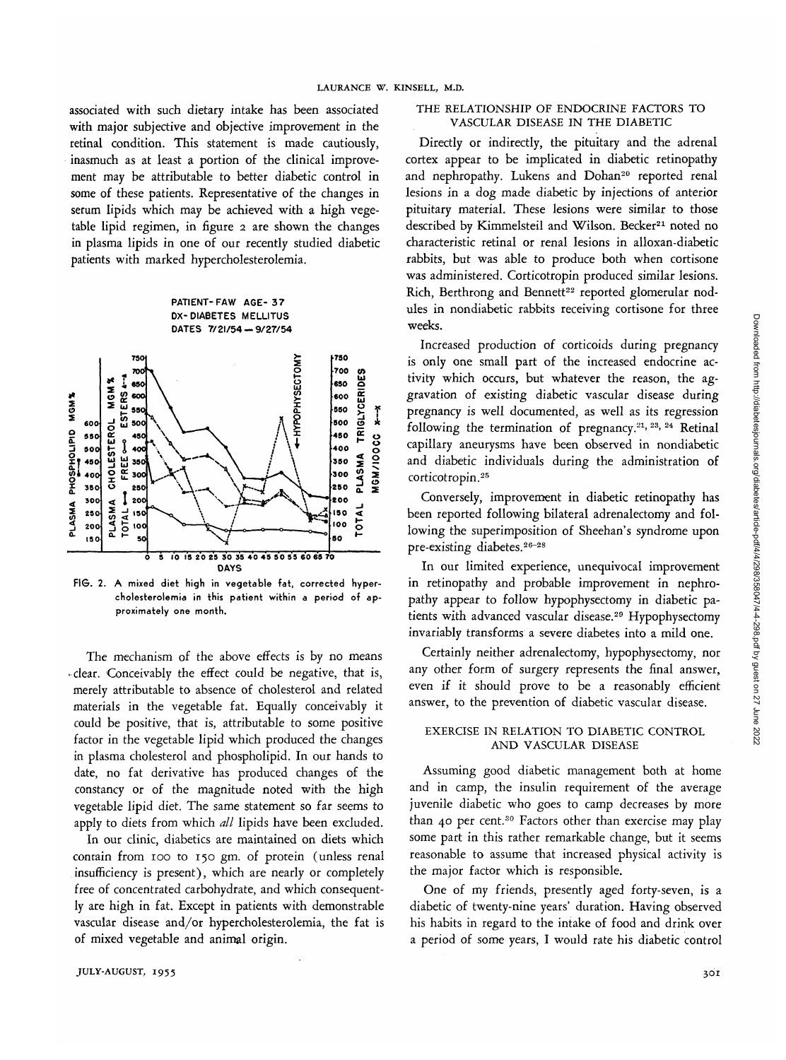associated with such dietary intake has been associated with major subjective and objective improvement in the retinal condition. This statement is made cautiously, inasmuch as at least a portion of the clinical improvement may be attributable to better diabetic control in some of these patients. Representative of the changes in serum lipids which may be achieved with a high vegetable lipid regimen, in figure 2 are shown the changes in plasma lipids in one of our recently studied diabetic patients with marked hypercholesterolemia.

FIG. 2. A mixed diet high in vegetable fat, corrected hypercholesterolemia in this patient within a period of approximately one month.

The mechanism of the above effects is by no means clear. Conceivably the effect could be negative, that is, merely attributable to absence of cholesterol and related materials in the vegetable fat. Equally conceivably it could be positive, that is, attributable to some positive factor in the vegetable lipid which produced the changes in plasma cholesterol and phospholipid. In our hands to date, no fat derivative has produced changes of the constancy or of the magnitude noted with the high vegetable lipid diet. The same statement so far seems to apply to diets from which *all* lipids have been excluded.

In our clinic, diabetics are maintained on diets which contain from 100 to 150 gm. of protein (unless renal insufficiency is present), which are nearly or completely free of concentrated carbohydrate, and which consequently are high in fat. Except in patients with demonstrable vascular disease and/or hypercholesterolemia, the fat is of mixed vegetable and animal origin.

## THE RELATIONSHIP OF ENDOCRINE FACTORS TO VASCULAR DISEASE IN THE DIABETIC

Directly or indirectly, the pituitary and the adrenal cortex appear to be implicated in diabetic retinopathy and nephropathy. Lukens and Dohan[20] reported renal lesions in a dog made diabetic by injections of anterior pituitary material. These lesions were similar to those described by Kimmelsteil and Wilson. Becker[21] noted no characteristic retinal or renal lesions in alloxan-diabetic rabbits, but was able to produce both when cortisone was administered. Corticotropin produced similar lesions. Rich, Berthrong and Bennett[22] reported glomerular nodules in nondiabetic rabbits receiving cortisone for three weeks.

Increased production of corticoids during pregnancy is only one small part of the increased endocrine activity which occurs, but whatever the reason, the aggravation of existing diabetic vascular disease during pregnancy is well documented, as well as its regression following the termination of pregnancy.[21, 23, 24] Retinal capillary aneurysms have been observed in nondiabetic and diabetic individuals during the administration of corticotropin.[25]

Conversely, improvement in diabetic retinopathy has been reported following bilateral adrenalectomy and following the superimposition of Sheehan's syndrome upon pre-existing diabetes.[26-28]

In our limited experience, unequivocal improvement in retinopathy and probable improvement in nephropathy appear to follow hypophysectomy in diabetic patients with advanced vascular disease.[29] Hypophysectomy invariably transforms a severe diabetes into a mild one.

Certainly neither adrenalectomy, hypophysectomy, nor any other form of surgery represents the final answer, even if it should prove to be a reasonably efficient answer, to the prevention of diabetic vascular disease.

## EXERCISE IN RELATION TO DIABETIC CONTROL AND VASCULAR DISEASE

Assuming good diabetic management both at home and in camp, the insulin requirement of the average juvenile diabetic who goes to camp decreases by more than 40 per cent.[30] Factors other than exercise may play some part in this rather remarkable change, but it seems reasonable to assume that increased physical activity is the major factor which is responsible.

One of my friends, presently aged forty-seven, is a diabetic of twenty-nine years' duration. Having observed his habits in regard to the intake of food and drink over a period of some years, I would rate his diabetic control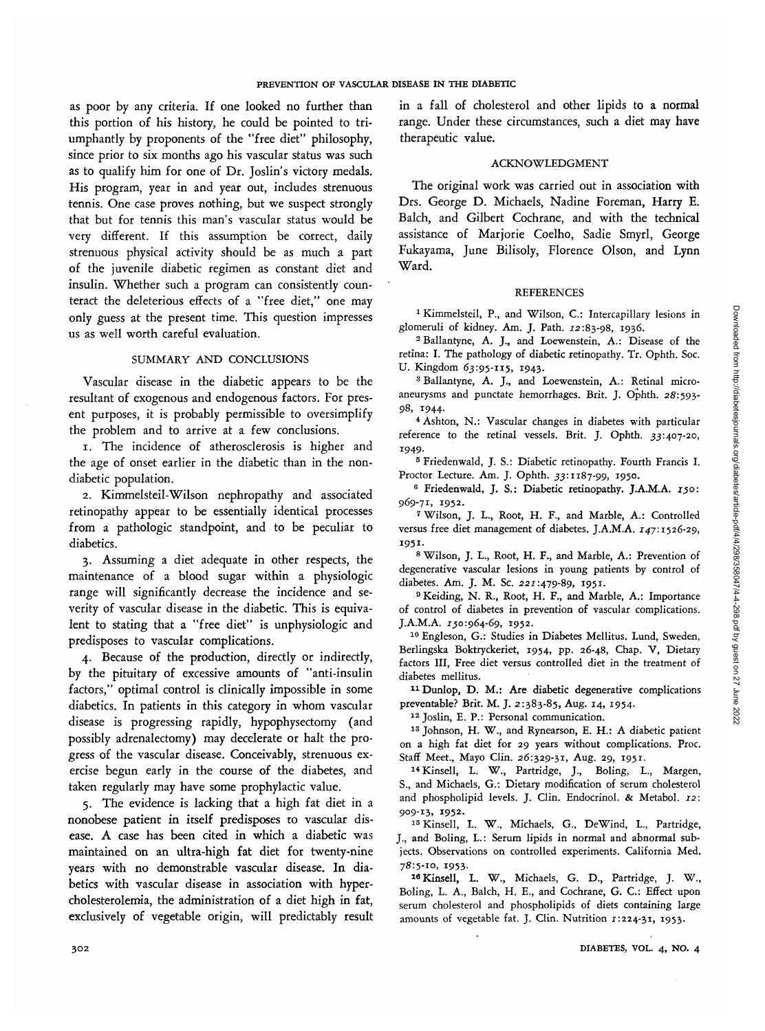as poor by any criteria. If one looked no further than this portion of his history, he could be pointed to triumphantly by proponents of the "free diet" philosophy, since prior to six months ago his vascular status was such as to qualify him for one of Dr. Joslin's victory medals. His program, year in and year out, includes strenuous tennis. One case proves nothing, but we suspect strongly that but for tennis this man's vascular status would be very different. If this assumption be correct, daily strenuous physical activity should be as much a part of the juvenile diabetic regimen as constant diet and insulin. Whether such a program can consistently counteract the deleterious effects of a "free diet," one may only guess at the present time. This question impresses us as well worth careful evaluation.

## SUMMARY AND CONCLUSIONS

Vascular disease in the diabetic appears to be the resultant of exogenous and endogenous factors. For present purposes, it is probably permissible to oversimplify the problem and to arrive at a few conclusions.

1. The incidence of atherosclerosis is higher and the age of onset earlier in the diabetic than in the nondiabetic population.

2. Kimmelsteil-Wilson nephropathy and associated retinopathy appear to be essentially identical processes from a pathologic standpoint, and to be peculiar to diabetics.

3. Assuming a diet adequate in other respects, the maintenance of a blood sugar within a physiologic range will significantly decrease the incidence and severity of vascular disease in the diabetic. This is equivalent to stating that a "free diet" is unphysiologic and predisposes to vascular complications.

4. Because of the production, directly or indirectly, by the pituitary of excessive amounts of "anti-insulin factors," optimal control is clinically impossible in some diabetics. In patients in this category in whom vascular disease is progressing rapidly, hypophysectomy (and possibly adrenalectomy) may decelerate or halt the progress of the vascular disease. Conceivably, strenuous exercise begun early in the course of the diabetes, and taken regularly may have some prophylactic value.

5. The evidence is lacking that a high fat diet in a nonobese patient in itself predisposes to vascular disease. A case has been cited in which a diabetic was maintained on an ultra-high fat diet for twenty-nine years with no demonstrable vascular disease. In diabetics with vascular disease in association with hypercholesterolemia, the administration of a diet high in fat, exclusively of vegetable origin, will predictably result in a fall of cholesterol and other lipids to a normal range. Under these circumstances, such a diet may have therapeutic value.

## ACKNOWLEDGMENT

The original work was carried out in association with Drs. George D. Michaels, Nadine Foreman, Harry E. Balch, and Gilbert Cochrane, and with the technical assistance of Marjorie Coelho, Sadie Smyrl, George Fukayama, June Bilisoly, Florence Olson, and Lynn Ward.

## REFERENCES

[1] Kimmelsteil, P., and Wilson, C.: Intercapillary lesions in glomeruli of kidney. Am. J. Path. *12*:83-98, 1936.

[2] Ballantyne, A. J., and Loewenstein, A.: Disease of the retina: I. The pathology of diabetic retinopathy. Tr. Ophth. Soc. U. Kingdom *63*:95-115, 1943.

[3] Ballantyne, A. J., and Loewenstein, A.: Retinal microaneurysms and punctate hemorrhages. Brit. J. Ophth. *28*:593-98, 1944.

[4] Ashton, N.: Vascular changes in diabetes with particular reference to the retinal vessels. Brit. J. Ophth. *33*:407-20, 1949.

[5] Friedenwald, J. S.: Diabetic retinopathy. Fourth Francis I. Proctor Lecture. Am. J. Ophth. *33*:1187-99, 1950.

[6] Friedenwald, J. S.: Diabetic retinopathy. J.A.M.A. *150*: 969-71, 1952.

[7] Wilson, J. L., Root, H. F., and Marble, A.: Controlled versus free diet management of diabetes. J.A.M.A. *147*:1526-29, 1951.

[8] Wilson, J. L., Root, H. F., and Marble, A.: Prevention of degenerative vascular lesions in young patients by control of diabetes. Am. J. M. Sc. *221*:479-89, 1951.

[9] Keiding, N. R., Root, H. F., and Marble, A.: Importance of control of diabetes in prevention of vascular complications. J.A.M.A. *150*:964-69, 1952.

[10] Engleson, G.: Studies in Diabetes Mellitus. Lund, Sweden, Berlingska Boktryckeriet, 1954, pp. 26-48, Chap. V, Dietary factors III, Free diet versus controlled diet in the treatment of diabetes mellitus.

[11] Dunlop, D. M.: Are diabetic degenerative complications preventable? Brit. M. J. *2*:383-85, Aug. 14, 1954.

[12] Joslin, E. P.: Personal communication.

[13] Johnson, H. W., and Rynearson, E. H.: A diabetic patient on a high fat diet for 29 years without complications. Proc. Staff Meet., Mayo Clin. *26*:329-31, Aug. 29, 1951.

[14] Kinsell, L. W., Partridge, J., Boling, L., Margen, S., and Michaels, G.: Dietary modification of serum cholesterol and phospholipid levels. J. Clin. Endocrinol. & Metabol. *12*: 909-13, 1952.

[15] Kinsell, L. W., Michaels, G., DeWind, L., Partridge, J., and Boling, L.: Serum lipids in normal and abnormal subjects. Observations on controlled experiments. California Med. *78*:5-10, 1953.

[16] Kinsell, L. W., Michaels, G. D., Partridge, J. W., Boling, L. A., Balch, H. E., and Cochrane, G. C.: Effect upon serum cholesterol and phospholipids of diets containing large amounts of vegetable fat. J. Clin. Nutrition *1*:224-31, 1953.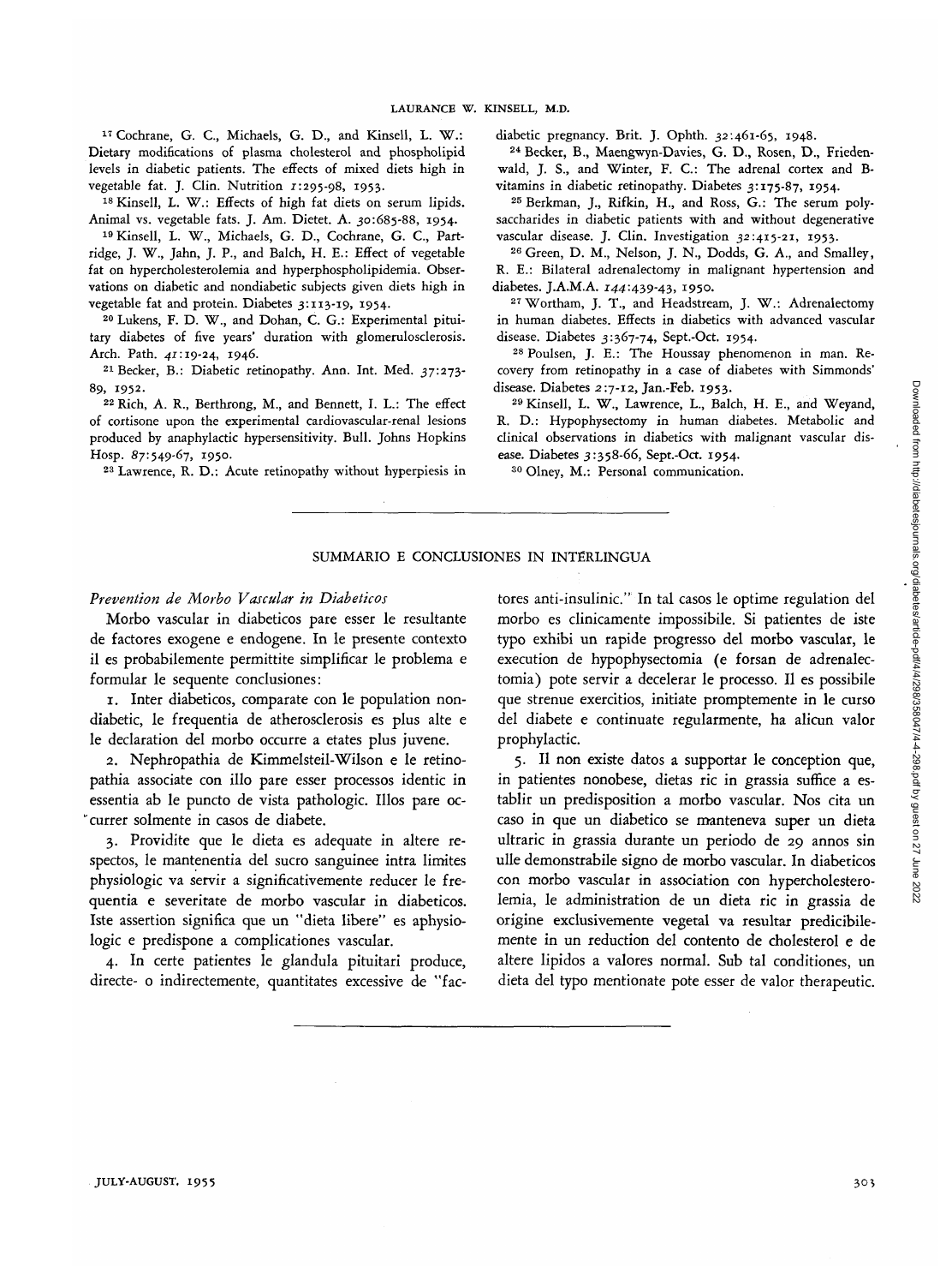[17] Cochrane, G. C., Michaels, G. D., and Kinsell, L. W.: Dietary modifications of plasma cholesterol and phospholipid levels in diabetic patients. The effects of mixed diets high in vegetable fat. J. Clin. Nutrition *1*:295-98, 1953.

[18] Kinsell, L. W.: Effects of high fat diets on serum lipids. Animal vs. vegetable fats. J. Am. Dietet. A. *30*:685-88, 1954.

[19] Kinsell, L. W., Michaels, G. D., Cochrane, G. C., Partridge, J. W., Jahn, J. P., and Balch, H. E.: Effect of vegetable fat on hypercholesterolemia and hyperphospholipidemia. Observations on diabetic and nondiabetic subjects given diets high in vegetable fat and protein. Diabetes *3*:113-19, 1954.

[20] Lukens, F. D. W., and Dohan, C. G.: Experimental pituitary diabetes of five years' duration with glomerulosclerosis. Arch. Path. *41*:19-24, 1946.

[21] Becker, B.: Diabetic retinopathy. Ann. Int. Med. *37*:273-89, 1952.

[22] Rich, A. R., Berthrong, M., and Bennett, I. L.: The effect of cortisone upon the experimental cardiovascular-renal lesions produced by anaphylactic hypersensitivity. Bull. Johns Hopkins Hosp. *87*:549-67, 1950.

[23] Lawrence, R. D.: Acute retinopathy without hyperpiesis in diabetic pregnancy. Brit. J. Ophth. *32*:461-65, 1948.

[24] Becker, B., Maengwyn-Davies, G. D., Rosen, D., Friedenwald, J. S., and Winter, F. C.: The adrenal cortex and B-vitamins in diabetic retinopathy. Diabetes *3*:175-87, 1954.

[25] Berkman, J., Rifkin, H., and Ross, G.: The serum polysaccharides in diabetic patients with and without degenerative vascular disease. J. Clin. Investigation *32*:415-21, 1953.

[26] Green, D. M., Nelson, J. N., Dodds, G. A., and Smalley, R. E.: Bilateral adrenalectomy in malignant hypertension and diabetes. J.A.M.A. *144*:439-43, 1950.

[27] Wortham, J. T., and Headstream, J. W.: Adrenalectomy in human diabetes. Effects in diabetics with advanced vascular disease. Diabetes *3*:367-74, Sept.-Oct. 1954.

[28] Poulsen, J. E.: The Houssay phenomenon in man. Recovery from retinopathy in a case of diabetes with Simmonds' disease. Diabetes *2*:7-12, Jan.-Feb. 1953.

[29] Kinsell, L. W., Lawrence, L., Balch, H. E., and Weyand, R. D.: Hypophysectomy in human diabetes. Metabolic and clinical observations in diabetics with malignant vascular disease. Diabetes *3*:358-66, Sept.-Oct. 1954.

[30] Olney, M.: Personal communication.

## SUMMARIO E CONCLUSIONES IN INTERLINGUA

### *Prevention de Morbo Vascular in Diabeticos*

Morbo vascular in diabeticos pare esser le resultante de factores exogene e endogene. In le presente contexto il es probabilemente permittite simplificar le problema e formular le sequente conclusiones:

1. Inter diabeticos, comparate con le population non-diabetic, le frequentia de atherosclerosis es plus alte e le declaration del morbo occurre a etates plus juvene.

2. Nephropathia de Kimmelsteil-Wilson e le retinopathia associate con illo pare esser processos identic in essentia ab le puncto de vista pathologic. Illos pare occurrer solmente in casos de diabete.

3. Providite que le dieta es adequate in altere respectos, le mantenentia del sucro sanguinee intra limites physiologic va servir a significativemente reducer le frequentia e severitate de morbo vascular in diabeticos. Iste assertion significa que un "dieta libere" es aphysiologic e predispone a complicationes vascular.

4. In certe patientes le glandula pituitari produce, directe- o indirectemente, quantitates excessive de "factores anti-insulinic." In tal casos le optime regulation del morbo es clinicamente impossibile. Si patientes de iste typo exhibi un rapide progresso del morbo vascular, le execution de hypophysectomia (e forsan de adrenalectomia) pote servir a decelerar le processo. Il es possibile que strenue exercitios, initiate promptemente in le curso del diabete e continuate regularmente, ha alicun valor prophylactic.

5. Il non existe datos a supportar le conception que, in patientes nonobese, dietas ric in grassia suffice a establir un predisposition a morbo vascular. Nos cita un caso in que un diabetico se manteneva super un dieta ultraric in grassia durante un periodo de 29 annos sin ulle demonstrabile signo de morbo vascular. In diabeticos con morbo vascular in association con hypercholesterolemia, le administration de un dieta ric in grassia de origine exclusivemente vegetal va resultar predicibilemente in un reduction del contento de cholesterol e de altere lipidos a valores normal. Sub tal conditiones, un dieta del typo mentionate pote esser de valor therapeutic.